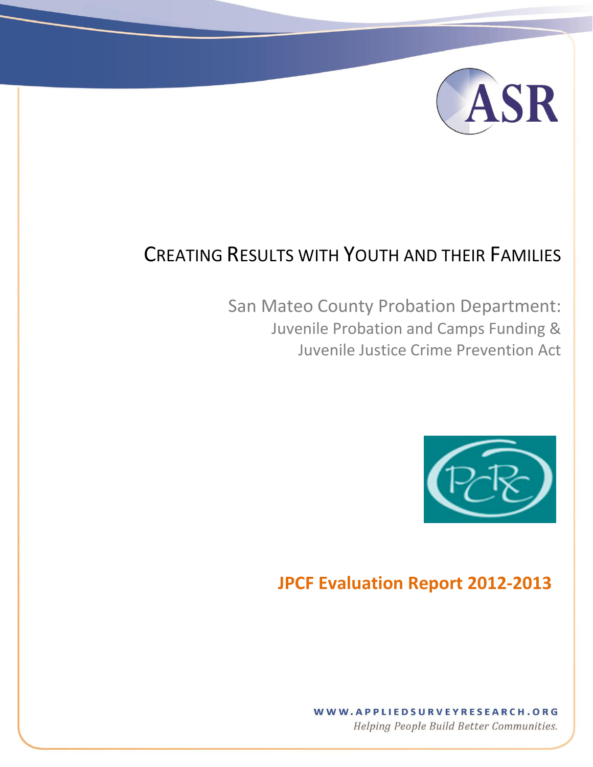# Creating Results with Youth and their Families

## San Mateo County Probation Department:

### Juvenile Probation and Camps Funding & Juvenile Justice Crime Prevention Act

## JPCF Evaluation Report 2012-2013

WWW.APPLIEDSURVEYRESEARCH.ORG

*Helping People Build Better Communities.*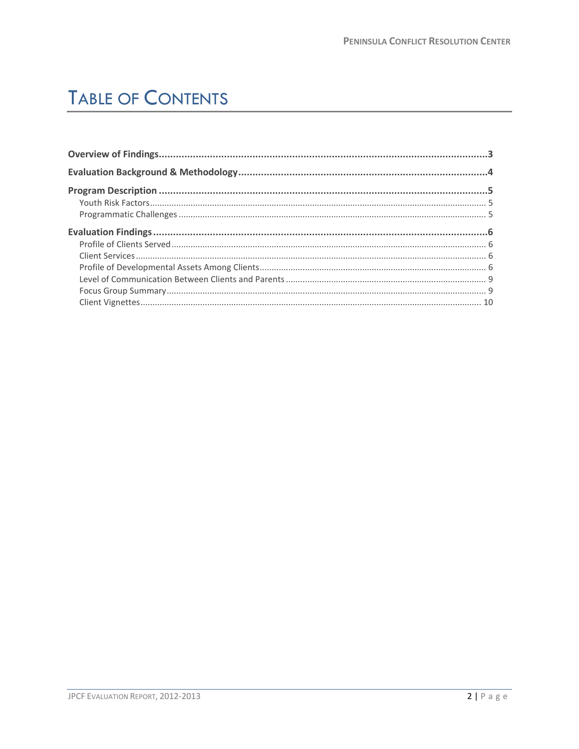# Table of Contents

**Overview of Findings** .......... **3**

**Evaluation Background & Methodology** .......... **4**

**Program Description** .......... **5**

- Youth Risk Factors .......... 5
- Programmatic Challenges .......... 5

**Evaluation Findings** .......... **6**

- Profile of Clients Served .......... 6
- Client Services .......... 6
- Profile of Developmental Assets Among Clients .......... 6
- Level of Communication Between Clients and Parents .......... 9
- Focus Group Summary .......... 9
- Client Vignettes .......... 10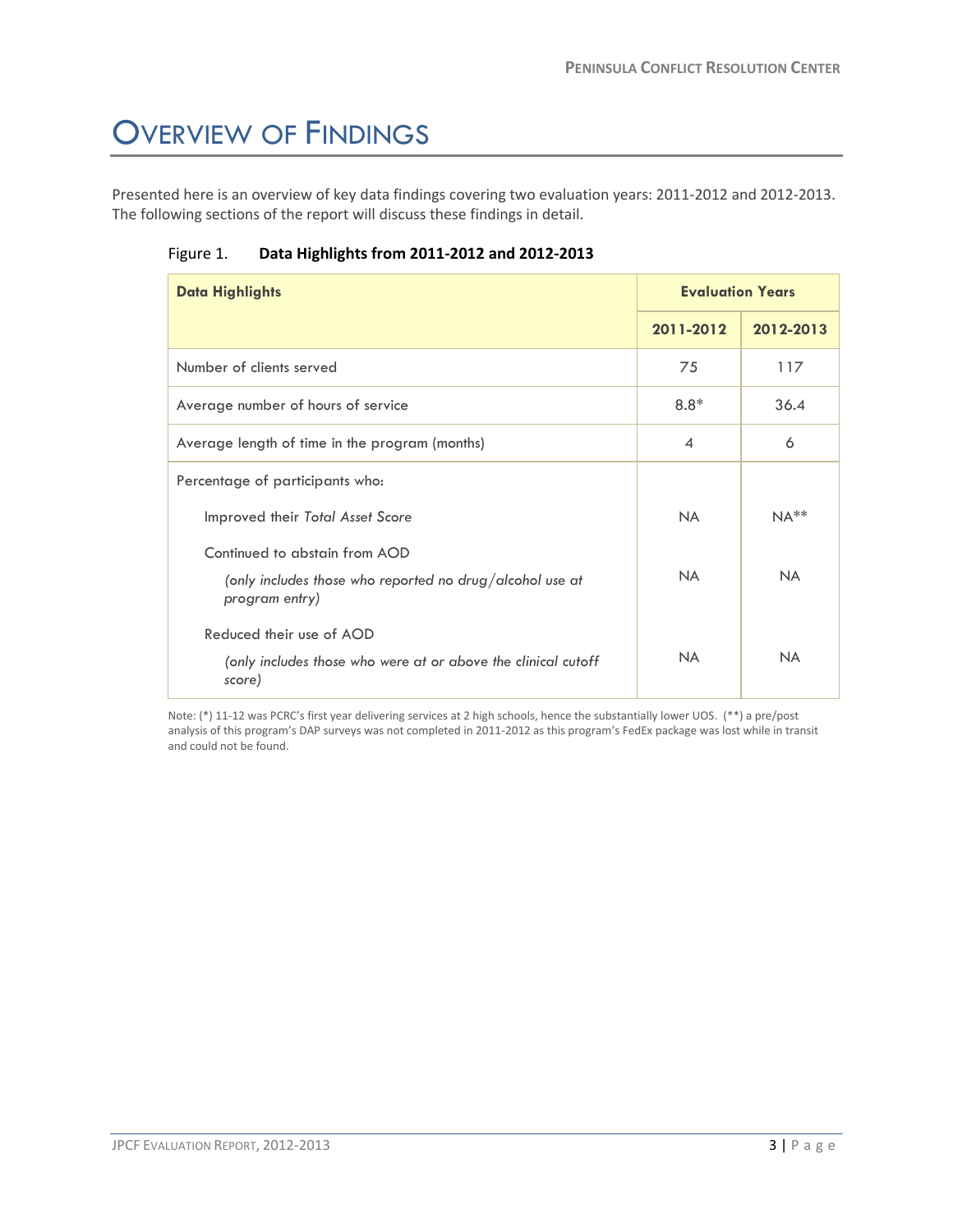# OVERVIEW OF FINDINGS

Presented here is an overview of key data findings covering two evaluation years: 2011-2012 and 2012-2013. The following sections of the report will discuss these findings in detail.

Figure 1. **Data Highlights from 2011-2012 and 2012-2013**

| Data Highlights | Evaluation Years | |
|---|---|---|
| | 2011-2012 | 2012-2013 |
| Number of clients served | 75 | 117 |
| Average number of hours of service | 8.8* | 36.4 |
| Average length of time in the program (months) | 4 | 6 |
| Percentage of participants who: | | |
| Improved their *Total Asset Score* | NA | NA** |
| Continued to abstain from AOD *(only includes those who reported no drug/alcohol use at program entry)* | NA | NA |
| Reduced their use of AOD *(only includes those who were at or above the clinical cutoff score)* | NA | NA |

Note: (*) 11-12 was PCRC's first year delivering services at 2 high schools, hence the substantially lower UOS. (**) a pre/post analysis of this program's DAP surveys was not completed in 2011-2012 as this program's FedEx package was lost while in transit and could not be found.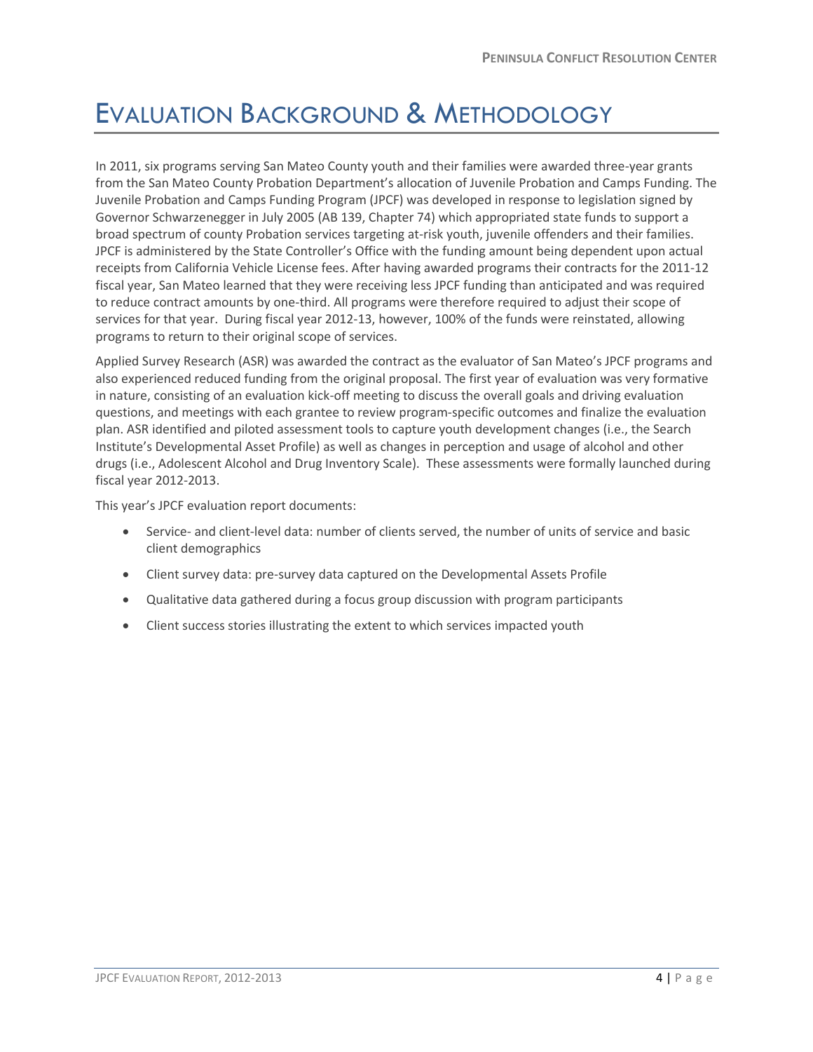# Evaluation Background & Methodology

In 2011, six programs serving San Mateo County youth and their families were awarded three-year grants from the San Mateo County Probation Department's allocation of Juvenile Probation and Camps Funding. The Juvenile Probation and Camps Funding Program (JPCF) was developed in response to legislation signed by Governor Schwarzenegger in July 2005 (AB 139, Chapter 74) which appropriated state funds to support a broad spectrum of county Probation services targeting at-risk youth, juvenile offenders and their families. JPCF is administered by the State Controller's Office with the funding amount being dependent upon actual receipts from California Vehicle License fees. After having awarded programs their contracts for the 2011-12 fiscal year, San Mateo learned that they were receiving less JPCF funding than anticipated and was required to reduce contract amounts by one-third. All programs were therefore required to adjust their scope of services for that year. During fiscal year 2012-13, however, 100% of the funds were reinstated, allowing programs to return to their original scope of services.

Applied Survey Research (ASR) was awarded the contract as the evaluator of San Mateo's JPCF programs and also experienced reduced funding from the original proposal. The first year of evaluation was very formative in nature, consisting of an evaluation kick-off meeting to discuss the overall goals and driving evaluation questions, and meetings with each grantee to review program-specific outcomes and finalize the evaluation plan. ASR identified and piloted assessment tools to capture youth development changes (i.e., the Search Institute's Developmental Asset Profile) as well as changes in perception and usage of alcohol and other drugs (i.e., Adolescent Alcohol and Drug Inventory Scale). These assessments were formally launched during fiscal year 2012-2013.

This year's JPCF evaluation report documents:

- Service- and client-level data: number of clients served, the number of units of service and basic client demographics
- Client survey data: pre-survey data captured on the Developmental Assets Profile
- Qualitative data gathered during a focus group discussion with program participants
- Client success stories illustrating the extent to which services impacted youth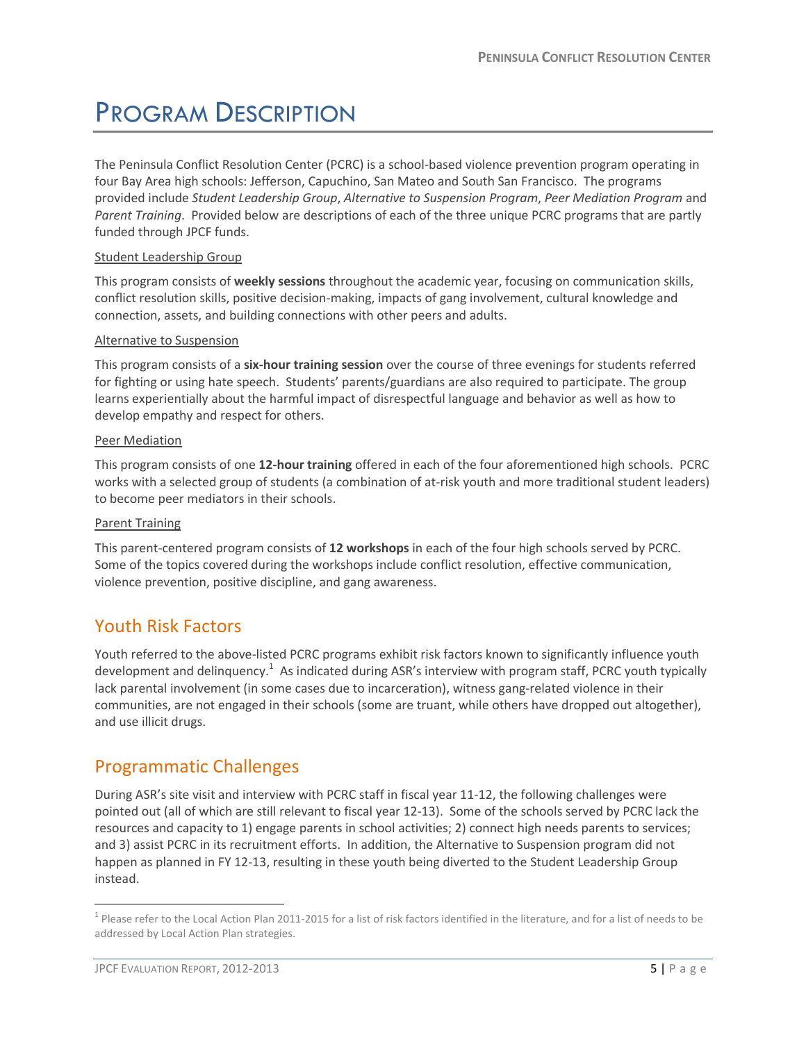# Program Description

The Peninsula Conflict Resolution Center (PCRC) is a school-based violence prevention program operating in four Bay Area high schools: Jefferson, Capuchino, San Mateo and South San Francisco. The programs provided include *Student Leadership Group*, *Alternative to Suspension Program*, *Peer Mediation Program* and *Parent Training*. Provided below are descriptions of each of the three unique PCRC programs that are partly funded through JPCF funds.

Student Leadership Group

This program consists of **weekly sessions** throughout the academic year, focusing on communication skills, conflict resolution skills, positive decision-making, impacts of gang involvement, cultural knowledge and connection, assets, and building connections with other peers and adults.

Alternative to Suspension

This program consists of a **six-hour training session** over the course of three evenings for students referred for fighting or using hate speech. Students' parents/guardians are also required to participate. The group learns experientially about the harmful impact of disrespectful language and behavior as well as how to develop empathy and respect for others.

Peer Mediation

This program consists of one **12-hour training** offered in each of the four aforementioned high schools. PCRC works with a selected group of students (a combination of at-risk youth and more traditional student leaders) to become peer mediators in their schools.

Parent Training

This parent-centered program consists of **12 workshops** in each of the four high schools served by PCRC. Some of the topics covered during the workshops include conflict resolution, effective communication, violence prevention, positive discipline, and gang awareness.

## Youth Risk Factors

Youth referred to the above-listed PCRC programs exhibit risk factors known to significantly influence youth development and delinquency.[1] As indicated during ASR's interview with program staff, PCRC youth typically lack parental involvement (in some cases due to incarceration), witness gang-related violence in their communities, are not engaged in their schools (some are truant, while others have dropped out altogether), and use illicit drugs.

## Programmatic Challenges

During ASR's site visit and interview with PCRC staff in fiscal year 11-12, the following challenges were pointed out (all of which are still relevant to fiscal year 12-13). Some of the schools served by PCRC lack the resources and capacity to 1) engage parents in school activities; 2) connect high needs parents to services; and 3) assist PCRC in its recruitment efforts. In addition, the Alternative to Suspension program did not happen as planned in FY 12-13, resulting in these youth being diverted to the Student Leadership Group instead.

---

[1] Please refer to the Local Action Plan 2011-2015 for a list of risk factors identified in the literature, and for a list of needs to be addressed by Local Action Plan strategies.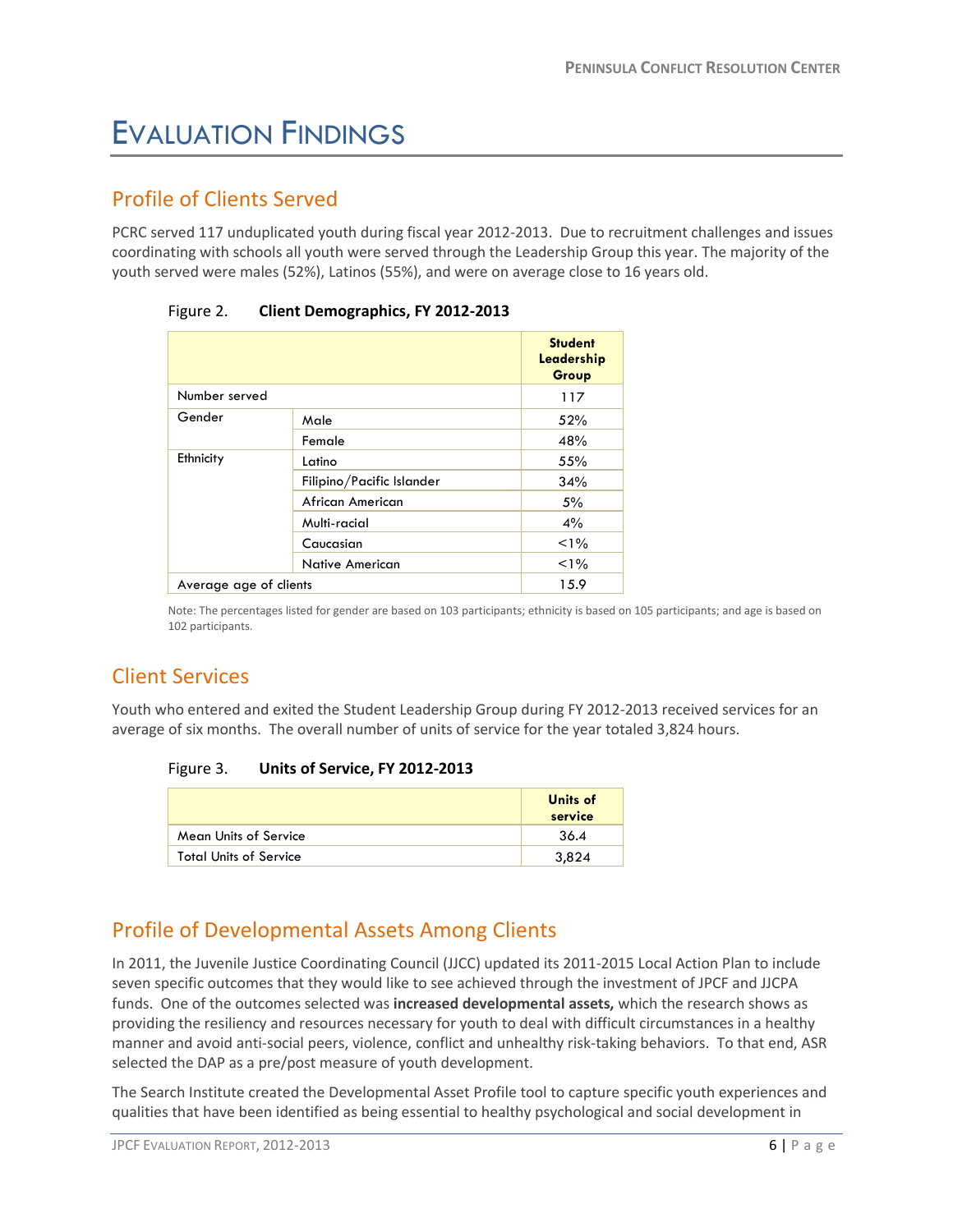# Evaluation Findings

## Profile of Clients Served

PCRC served 117 unduplicated youth during fiscal year 2012-2013. Due to recruitment challenges and issues coordinating with schools all youth were served through the Leadership Group this year. The majority of the youth served were males (52%), Latinos (55%), and were on average close to 16 years old.

Figure 2. **Client Demographics, FY 2012-2013**

| | | Student Leadership Group |
|---|---|---|
| Number served | | 117 |
| Gender | Male | 52% |
| | Female | 48% |
| Ethnicity | Latino | 55% |
| | Filipino/Pacific Islander | 34% |
| | African American | 5% |
| | Multi-racial | 4% |
| | Caucasian | <1% |
| | Native American | <1% |
| Average age of clients | | 15.9 |

Note: The percentages listed for gender are based on 103 participants; ethnicity is based on 105 participants; and age is based on 102 participants.

## Client Services

Youth who entered and exited the Student Leadership Group during FY 2012-2013 received services for an average of six months. The overall number of units of service for the year totaled 3,824 hours.

Figure 3. **Units of Service, FY 2012-2013**

| | Units of service |
|---|---|
| Mean Units of Service | 36.4 |
| Total Units of Service | 3,824 |

## Profile of Developmental Assets Among Clients

In 2011, the Juvenile Justice Coordinating Council (JJCC) updated its 2011-2015 Local Action Plan to include seven specific outcomes that they would like to see achieved through the investment of JPCF and JJCPA funds. One of the outcomes selected was **increased developmental assets,** which the research shows as providing the resiliency and resources necessary for youth to deal with difficult circumstances in a healthy manner and avoid anti-social peers, violence, conflict and unhealthy risk-taking behaviors. To that end, ASR selected the DAP as a pre/post measure of youth development.

The Search Institute created the Developmental Asset Profile tool to capture specific youth experiences and qualities that have been identified as being essential to healthy psychological and social development in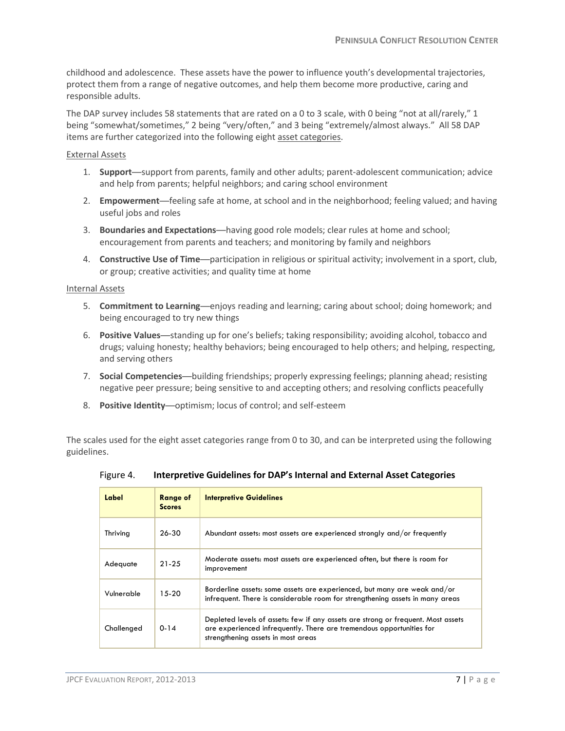childhood and adolescence. These assets have the power to influence youth's developmental trajectories, protect them from a range of negative outcomes, and help them become more productive, caring and responsible adults.

The DAP survey includes 58 statements that are rated on a 0 to 3 scale, with 0 being "not at all/rarely," 1 being "somewhat/sometimes," 2 being "very/often," and 3 being "extremely/almost always." All 58 DAP items are further categorized into the following eight asset categories.

External Assets

1. **Support**—support from parents, family and other adults; parent-adolescent communication; advice and help from parents; helpful neighbors; and caring school environment
2. **Empowerment**—feeling safe at home, at school and in the neighborhood; feeling valued; and having useful jobs and roles
3. **Boundaries and Expectations**—having good role models; clear rules at home and school; encouragement from parents and teachers; and monitoring by family and neighbors
4. **Constructive Use of Time**—participation in religious or spiritual activity; involvement in a sport, club, or group; creative activities; and quality time at home

Internal Assets

5. **Commitment to Learning**—enjoys reading and learning; caring about school; doing homework; and being encouraged to try new things
6. **Positive Values**—standing up for one's beliefs; taking responsibility; avoiding alcohol, tobacco and drugs; valuing honesty; healthy behaviors; being encouraged to help others; and helping, respecting, and serving others
7. **Social Competencies**—building friendships; properly expressing feelings; planning ahead; resisting negative peer pressure; being sensitive to and accepting others; and resolving conflicts peacefully
8. **Positive Identity**—optimism; locus of control; and self-esteem

The scales used for the eight asset categories range from 0 to 30, and can be interpreted using the following guidelines.

Figure 4. **Interpretive Guidelines for DAP's Internal and External Asset Categories**

| Label | Range of Scores | Interpretive Guidelines |
|---|---|---|
| Thriving | 26-30 | Abundant assets: most assets are experienced strongly and/or frequently |
| Adequate | 21-25 | Moderate assets: most assets are experienced often, but there is room for improvement |
| Vulnerable | 15-20 | Borderline assets: some assets are experienced, but many are weak and/or infrequent. There is considerable room for strengthening assets in many areas |
| Challenged | 0-14 | Depleted levels of assets: few if any assets are strong or frequent. Most assets are experienced infrequently. There are tremendous opportunities for strengthening assets in most areas |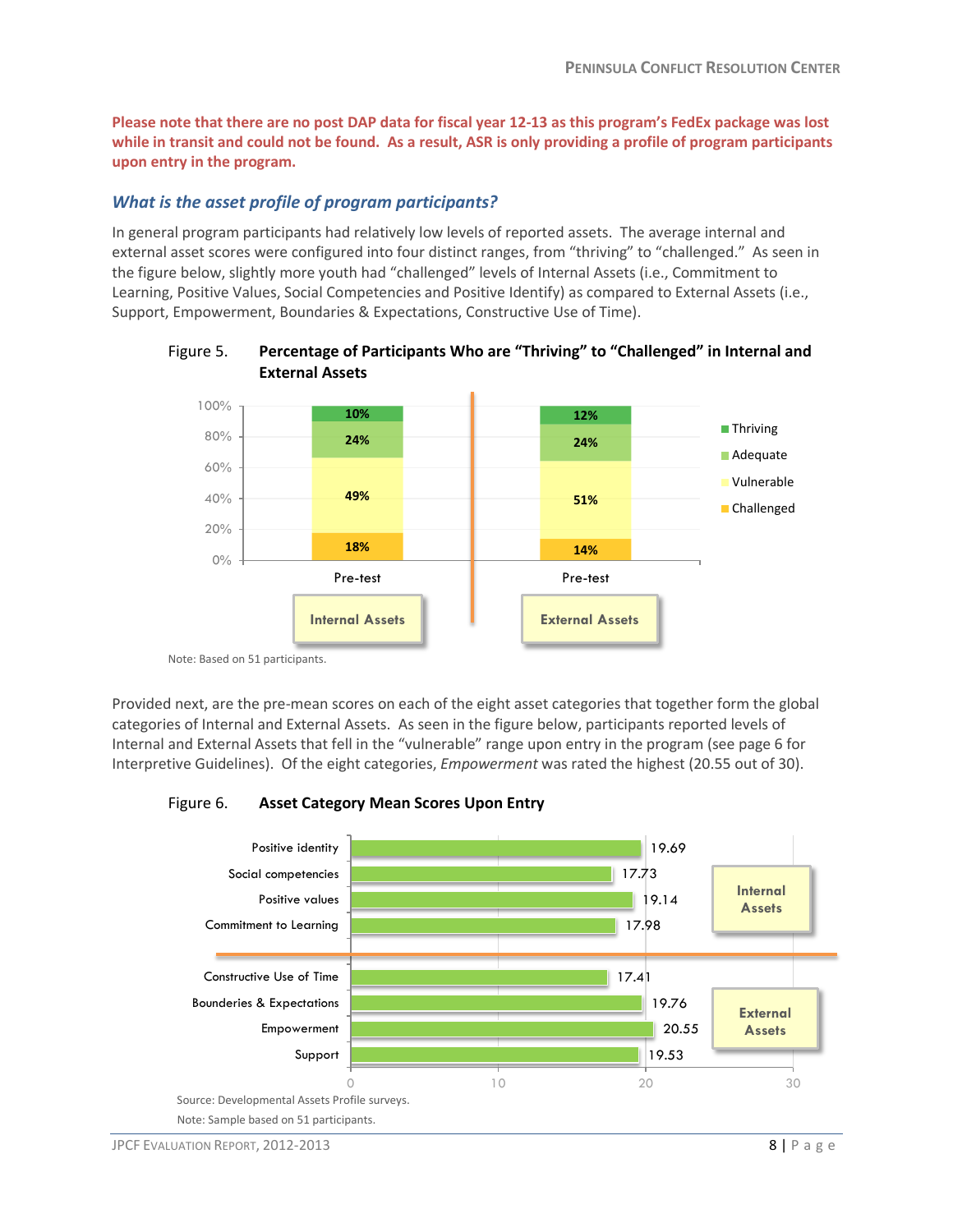**Please note that there are no post DAP data for fiscal year 12-13 as this program's FedEx package was lost while in transit and could not be found. As a result, ASR is only providing a profile of program participants upon entry in the program.**

### *What is the asset profile of program participants?*

In general program participants had relatively low levels of reported assets. The average internal and external asset scores were configured into four distinct ranges, from "thriving" to "challenged." As seen in the figure below, slightly more youth had "challenged" levels of Internal Assets (i.e., Commitment to Learning, Positive Values, Social Competencies and Positive Identify) as compared to External Assets (i.e., Support, Empowerment, Boundaries & Expectations, Constructive Use of Time).

Figure 5. **Percentage of Participants Who are "Thriving" to "Challenged" in Internal and External Assets**

| | Internal Assets (Pre-test) | External Assets (Pre-test) |
|---|---|---|
| Thriving | 10% | 12% |
| Adequate | 24% | 24% |
| Vulnerable | 49% | 51% |
| Challenged | 18% | 14% |

Note: Based on 51 participants.

Provided next, are the pre-mean scores on each of the eight asset categories that together form the global categories of Internal and External Assets. As seen in the figure below, participants reported levels of Internal and External Assets that fell in the "vulnerable" range upon entry in the program (see page 6 for Interpretive Guidelines). Of the eight categories, *Empowerment* was rated the highest (20.55 out of 30).

Figure 6. **Asset Category Mean Scores Upon Entry**

| Asset Category | Mean Score |
|---|---|
| **Internal Assets** | |
| Positive identity | 19.69 |
| Social competencies | 17.73 |
| Positive values | 19.14 |
| Commitment to Learning | 17.98 |
| **External Assets** | |
| Constructive Use of Time | 17.41 |
| Bounderies & Expectations | 19.76 |
| Empowerment | 20.55 |
| Support | 19.53 |

Source: Developmental Assets Profile surveys.

Note: Sample based on 51 participants.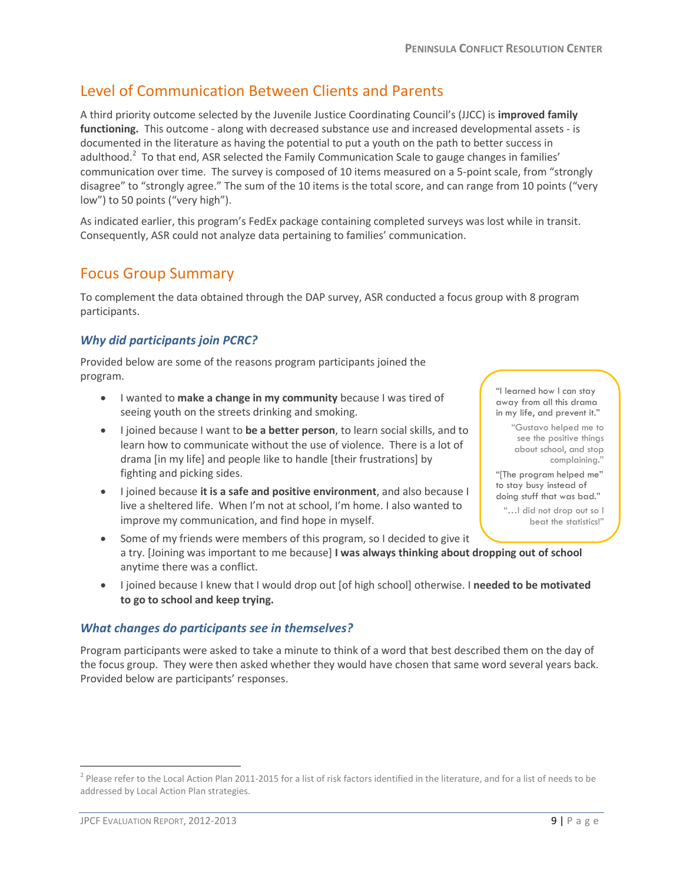## Level of Communication Between Clients and Parents

A third priority outcome selected by the Juvenile Justice Coordinating Council's (JJCC) is **improved family functioning.** This outcome - along with decreased substance use and increased developmental assets - is documented in the literature as having the potential to put a youth on the path to better success in adulthood.[2] To that end, ASR selected the Family Communication Scale to gauge changes in families' communication over time. The survey is composed of 10 items measured on a 5-point scale, from "strongly disagree" to "strongly agree." The sum of the 10 items is the total score, and can range from 10 points ("very low") to 50 points ("very high").

As indicated earlier, this program's FedEx package containing completed surveys was lost while in transit. Consequently, ASR could not analyze data pertaining to families' communication.

## Focus Group Summary

To complement the data obtained through the DAP survey, ASR conducted a focus group with 8 program participants.

### *Why did participants join PCRC?*

Provided below are some of the reasons program participants joined the program.

- I wanted to **make a change in my community** because I was tired of seeing youth on the streets drinking and smoking.
- I joined because I want to **be a better person**, to learn social skills, and to learn how to communicate without the use of violence. There is a lot of drama [in my life] and people like to handle [their frustrations] by fighting and picking sides.
- I joined because **it is a safe and positive environment**, and also because I live a sheltered life. When I'm not at school, I'm home. I also wanted to improve my communication, and find hope in myself.
- Some of my friends were members of this program, so I decided to give it a try. [Joining was important to me because] **I was always thinking about dropping out of school** anytime there was a conflict.
- I joined because I knew that I would drop out [of high school] otherwise. I **needed to be motivated to go to school and keep trying.**

> "I learned how I can stay away from all this drama in my life, and prevent it."
>
> "Gustavo helped me to see the positive things about school, and stop complaining."
>
> "[The program helped me" to stay busy instead of doing stuff that was bad."
>
> "…I did not drop out so I beat the statistics!"

### *What changes do participants see in themselves?*

Program participants were asked to take a minute to think of a word that best described them on the day of the focus group. They were then asked whether they would have chosen that same word several years back. Provided below are participants' responses.

[2] Please refer to the Local Action Plan 2011-2015 for a list of risk factors identified in the literature, and for a list of needs to be addressed by Local Action Plan strategies.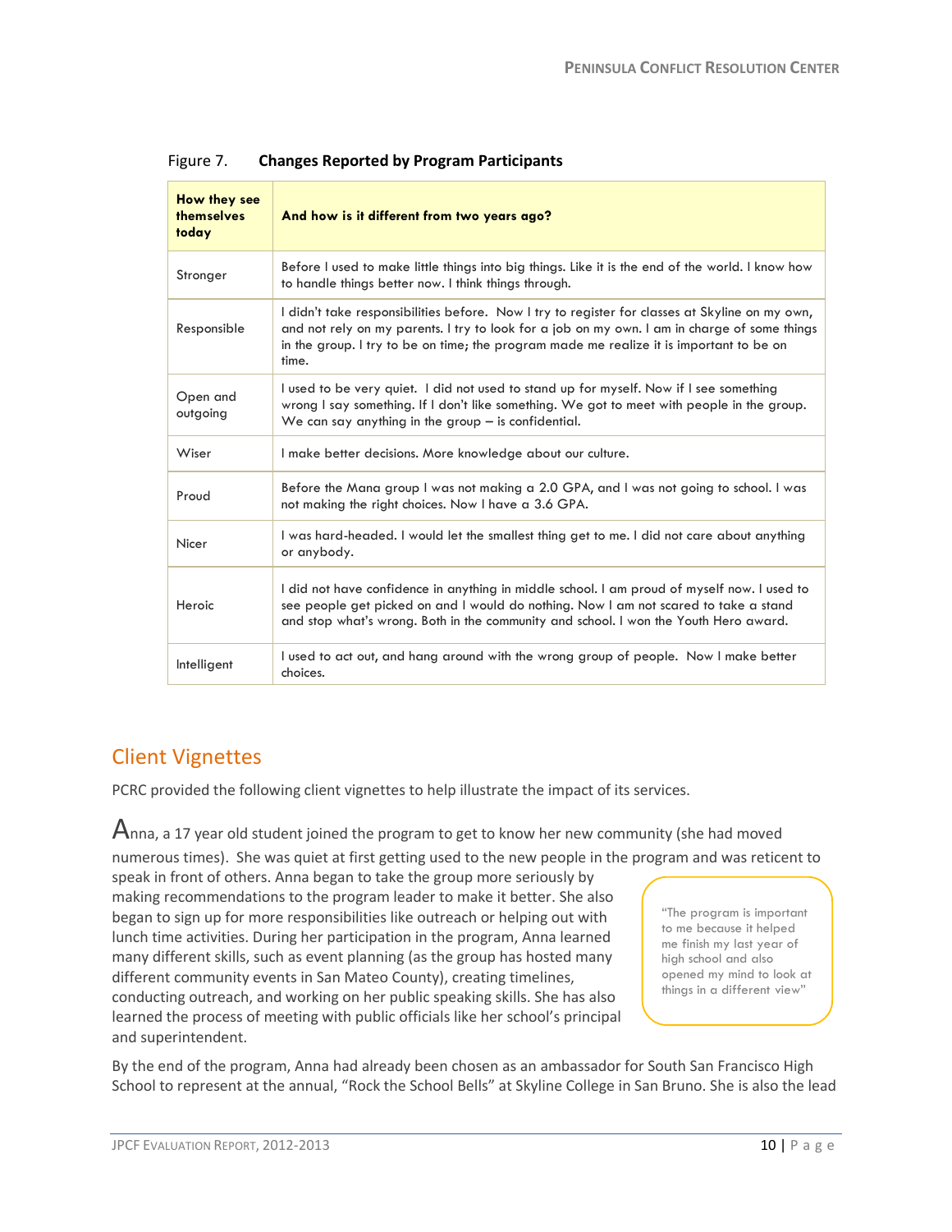Figure 7. **Changes Reported by Program Participants**

| How they see themselves today | And how is it different from two years ago? |
|---|---|
| Stronger | Before I used to make little things into big things. Like it is the end of the world. I know how to handle things better now. I think things through. |
| Responsible | I didn't take responsibilities before. Now I try to register for classes at Skyline on my own, and not rely on my parents. I try to look for a job on my own. I am in charge of some things in the group. I try to be on time; the program made me realize it is important to be on time. |
| Open and outgoing | I used to be very quiet. I did not used to stand up for myself. Now if I see something wrong I say something. If I don't like something. We got to meet with people in the group. We can say anything in the group – is confidential. |
| Wiser | I make better decisions. More knowledge about our culture. |
| Proud | Before the Mana group I was not making a 2.0 GPA, and I was not going to school. I was not making the right choices. Now I have a 3.6 GPA. |
| Nicer | I was hard-headed. I would let the smallest thing get to me. I did not care about anything or anybody. |
| Heroic | I did not have confidence in anything in middle school. I am proud of myself now. I used to see people get picked on and I would do nothing. Now I am not scared to take a stand and stop what's wrong. Both in the community and school. I won the Youth Hero award. |
| Intelligent | I used to act out, and hang around with the wrong group of people. Now I make better choices. |

## Client Vignettes

PCRC provided the following client vignettes to help illustrate the impact of its services.

Anna, a 17 year old student joined the program to get to know her new community (she had moved numerous times). She was quiet at first getting used to the new people in the program and was reticent to speak in front of others. Anna began to take the group more seriously by making recommendations to the program leader to make it better. She also began to sign up for more responsibilities like outreach or helping out with lunch time activities. During her participation in the program, Anna learned many different skills, such as event planning (as the group has hosted many different community events in San Mateo County), creating timelines, conducting outreach, and working on her public speaking skills. She has also learned the process of meeting with public officials like her school's principal and superintendent.

> "The program is important to me because it helped me finish my last year of high school and also opened my mind to look at things in a different view"

By the end of the program, Anna had already been chosen as an ambassador for South San Francisco High School to represent at the annual, "Rock the School Bells" at Skyline College in San Bruno. She is also the lead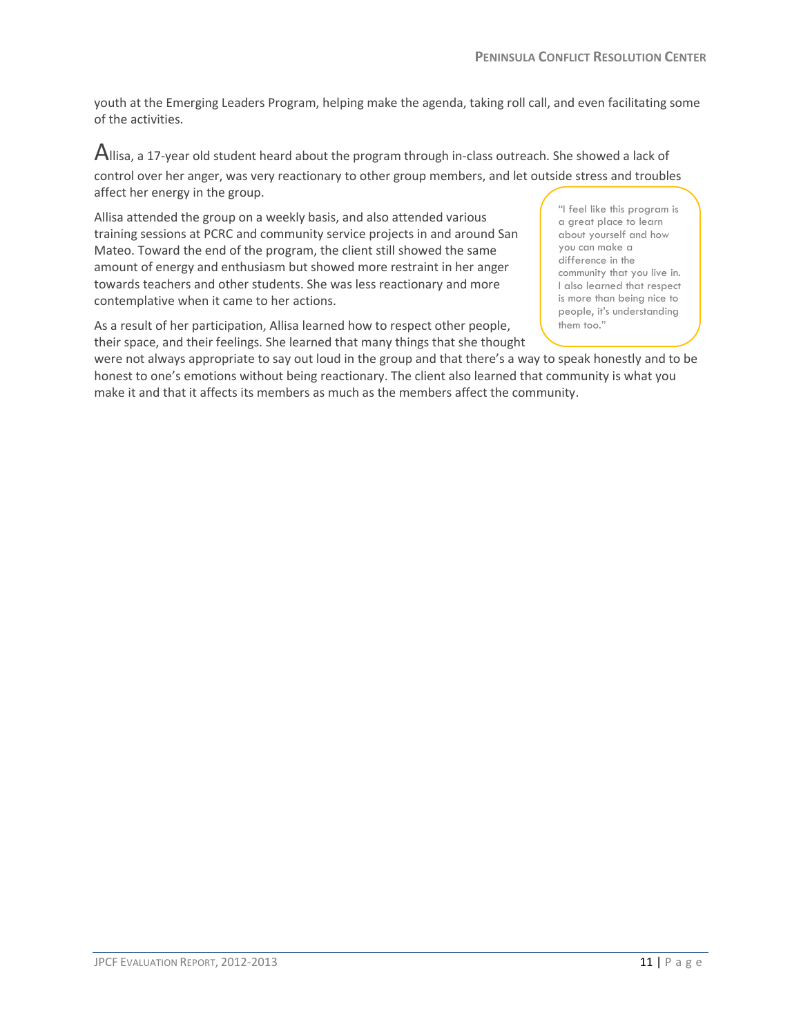youth at the Emerging Leaders Program, helping make the agenda, taking roll call, and even facilitating some of the activities.

Allisa, a 17-year old student heard about the program through in-class outreach. She showed a lack of control over her anger, was very reactionary to other group members, and let outside stress and troubles affect her energy in the group.

Allisa attended the group on a weekly basis, and also attended various training sessions at PCRC and community service projects in and around San Mateo. Toward the end of the program, the client still showed the same amount of energy and enthusiasm but showed more restraint in her anger towards teachers and other students. She was less reactionary and more contemplative when it came to her actions.

> "I feel like this program is a great place to learn about yourself and how you can make a difference in the community that you live in. I also learned that respect is more than being nice to people, it's understanding them too."

As a result of her participation, Allisa learned how to respect other people, their space, and their feelings. She learned that many things that she thought were not always appropriate to say out loud in the group and that there's a way to speak honestly and to be honest to one's emotions without being reactionary. The client also learned that community is what you make it and that it affects its members as much as the members affect the community.